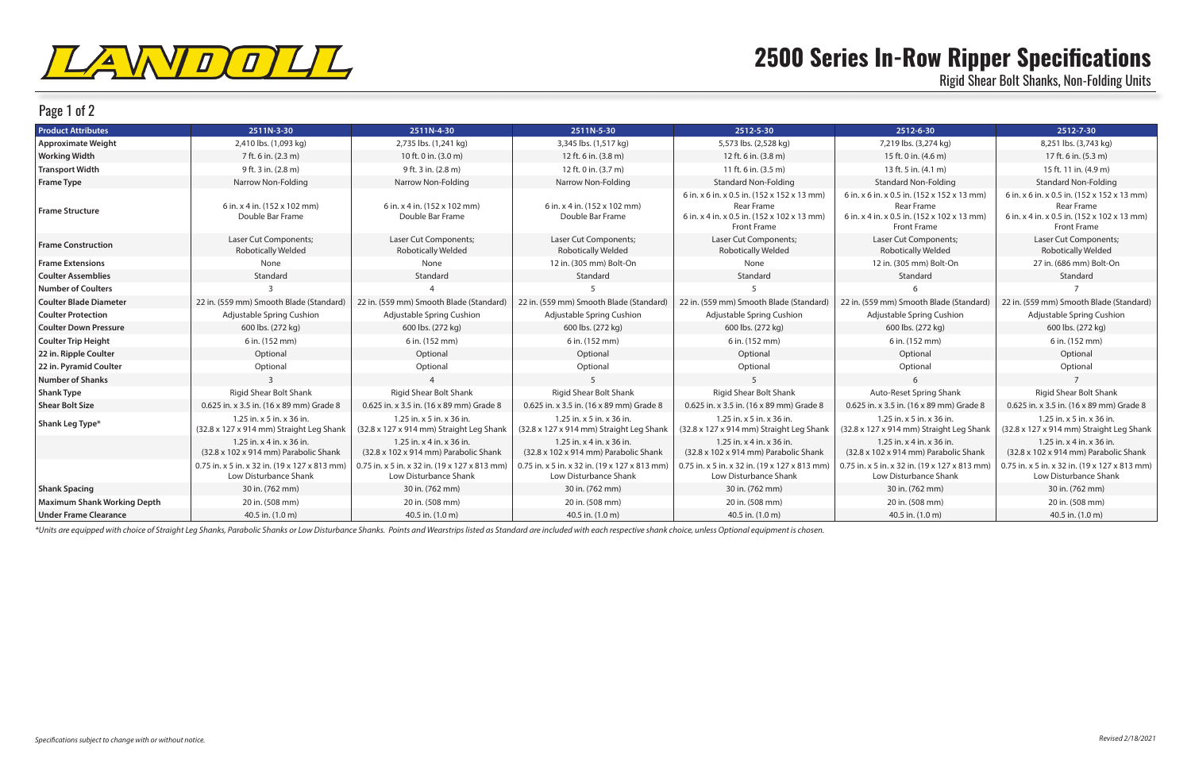# 2500 Series In-Row Ripper Specifications

## Rigid Shear Bolt Shanks, Non-Folding Units

Page 1 of 2

| Product Attributes | 2511N-3-30 | 2511N-4-30 | 2511N-5-30 | 2512-5-30 | 2512-6-30 | 2512-7-30 |
|---|---|---|---|---|---|---|
| Approximate Weight | 2,410 lbs. (1,093 kg) | 2,735 lbs. (1,241 kg) | 3,345 lbs. (1,517 kg) | 5,573 lbs. (2,528 kg) | 7,219 lbs. (3,274 kg) | 8,251 lbs. (3,743 kg) |
| Working Width | 7 ft. 6 in. (2.3 m) | 10 ft. 0 in. (3.0 m) | 12 ft. 6 in. (3.8 m) | 12 ft. 6 in. (3.8 m) | 15 ft. 0 in. (4.6 m) | 17 ft. 6 in. (5.3 m) |
| Transport Width | 9 ft. 3 in. (2.8 m) | 9 ft. 3 in. (2.8 m) | 12 ft. 0 in. (3.7 m) | 11 ft. 6 in. (3.5 m) | 13 ft. 5 in. (4.1 m) | 15 ft. 11 in. (4.9 m) |
| Frame Type | Narrow Non-Folding | Narrow Non-Folding | Narrow Non-Folding | Standard Non-Folding | Standard Non-Folding | Standard Non-Folding |
| Frame Structure | 6 in. x 4 in. (152 x 102 mm) Double Bar Frame | 6 in. x 4 in. (152 x 102 mm) Double Bar Frame | 6 in. x 4 in. (152 x 102 mm) Double Bar Frame | 6 in. x 6 in. x 0.5 in. (152 x 152 x 13 mm) Rear Frame 6 in. x 4 in. x 0.5 in. (152 x 102 x 13 mm) Front Frame | 6 in. x 6 in. x 0.5 in. (152 x 152 x 13 mm) Rear Frame 6 in. x 4 in. x 0.5 in. (152 x 102 x 13 mm) Front Frame | 6 in. x 6 in. x 0.5 in. (152 x 152 x 13 mm) Rear Frame 6 in. x 4 in. x 0.5 in. (152 x 102 x 13 mm) Front Frame |
| Frame Construction | Laser Cut Components; Robotically Welded | Laser Cut Components; Robotically Welded | Laser Cut Components; Robotically Welded | Laser Cut Components; Robotically Welded | Laser Cut Components; Robotically Welded | Laser Cut Components; Robotically Welded |
| Frame Extensions | None | None | 12 in. (305 mm) Bolt-On | None | 12 in. (305 mm) Bolt-On | 27 in. (686 mm) Bolt-On |
| Coulter Assemblies | Standard | Standard | Standard | Standard | Standard | Standard |
| Number of Coulters | 3 | 4 | 5 | 5 | 6 | 7 |
| Coulter Blade Diameter | 22 in. (559 mm) Smooth Blade (Standard) | 22 in. (559 mm) Smooth Blade (Standard) | 22 in. (559 mm) Smooth Blade (Standard) | 22 in. (559 mm) Smooth Blade (Standard) | 22 in. (559 mm) Smooth Blade (Standard) | 22 in. (559 mm) Smooth Blade (Standard) |
| Coulter Protection | Adjustable Spring Cushion | Adjustable Spring Cushion | Adjustable Spring Cushion | Adjustable Spring Cushion | Adjustable Spring Cushion | Adjustable Spring Cushion |
| Coulter Down Pressure | 600 lbs. (272 kg) | 600 lbs. (272 kg) | 600 lbs. (272 kg) | 600 lbs. (272 kg) | 600 lbs. (272 kg) | 600 lbs. (272 kg) |
| Coulter Trip Height | 6 in. (152 mm) | 6 in. (152 mm) | 6 in. (152 mm) | 6 in. (152 mm) | 6 in. (152 mm) | 6 in. (152 mm) |
| 22 in. Ripple Coulter | Optional | Optional | Optional | Optional | Optional | Optional |
| 22 in. Pyramid Coulter | Optional | Optional | Optional | Optional | Optional | Optional |
| Number of Shanks | 3 | 4 | 5 | 5 | 6 | 7 |
| Shank Type | Rigid Shear Bolt Shank | Rigid Shear Bolt Shank | Rigid Shear Bolt Shank | Rigid Shear Bolt Shank | Auto-Reset Spring Shank | Rigid Shear Bolt Shank |
| Shear Bolt Size | 0.625 in. x 3.5 in. (16 x 89 mm) Grade 8 | 0.625 in. x 3.5 in. (16 x 89 mm) Grade 8 | 0.625 in. x 3.5 in. (16 x 89 mm) Grade 8 | 0.625 in. x 3.5 in. (16 x 89 mm) Grade 8 | 0.625 in. x 3.5 in. (16 x 89 mm) Grade 8 | 0.625 in. x 3.5 in. (16 x 89 mm) Grade 8 |
| Shank Leg Type* | 1.25 in. x 5 in. x 36 in. (32.8 x 127 x 914 mm) Straight Leg Shank | 1.25 in. x 5 in. x 36 in. (32.8 x 127 x 914 mm) Straight Leg Shank | 1.25 in. x 5 in. x 36 in. (32.8 x 127 x 914 mm) Straight Leg Shank | 1.25 in. x 5 in. x 36 in. (32.8 x 127 x 914 mm) Straight Leg Shank | 1.25 in. x 5 in. x 36 in. (32.8 x 127 x 914 mm) Straight Leg Shank | 1.25 in. x 5 in. x 36 in. (32.8 x 127 x 914 mm) Straight Leg Shank |
| | 1.25 in. x 4 in. x 36 in. (32.8 x 102 x 914 mm) Parabolic Shank | 1.25 in. x 4 in. x 36 in. (32.8 x 102 x 914 mm) Parabolic Shank | 1.25 in. x 4 in. x 36 in. (32.8 x 102 x 914 mm) Parabolic Shank | 1.25 in. x 4 in. x 36 in. (32.8 x 102 x 914 mm) Parabolic Shank | 1.25 in. x 4 in. x 36 in. (32.8 x 102 x 914 mm) Parabolic Shank | 1.25 in. x 4 in. x 36 in. (32.8 x 102 x 914 mm) Parabolic Shank |
| | 0.75 in. x 5 in. x 32 in. (19 x 127 x 813 mm) Low Disturbance Shank | 0.75 in. x 5 in. x 32 in. (19 x 127 x 813 mm) Low Disturbance Shank | 0.75 in. x 5 in. x 32 in. (19 x 127 x 813 mm) Low Disturbance Shank | 0.75 in. x 5 in. x 32 in. (19 x 127 x 813 mm) Low Disturbance Shank | 0.75 in. x 5 in. x 32 in. (19 x 127 x 813 mm) Low Disturbance Shank | 0.75 in. x 5 in. x 32 in. (19 x 127 x 813 mm) Low Disturbance Shank |
| Shank Spacing | 30 in. (762 mm) | 30 in. (762 mm) | 30 in. (762 mm) | 30 in. (762 mm) | 30 in. (762 mm) | 30 in. (762 mm) |
| Maximum Shank Working Depth | 20 in. (508 mm) | 20 in. (508 mm) | 20 in. (508 mm) | 20 in. (508 mm) | 20 in. (508 mm) | 20 in. (508 mm) |
| Under Frame Clearance | 40.5 in. (1.0 m) | 40.5 in. (1.0 m) | 40.5 in. (1.0 m) | 40.5 in. (1.0 m) | 40.5 in. (1.0 m) | 40.5 in. (1.0 m) |

*\*Units are equipped with choice of Straight Leg Shanks, Parabolic Shanks or Low Disturbance Shanks. Points and Wearstrips listed as Standard are included with each respective shank choice, unless Optional equipment is chosen.*

*Specifications subject to change with or without notice.*

*Revised 2/18/2021*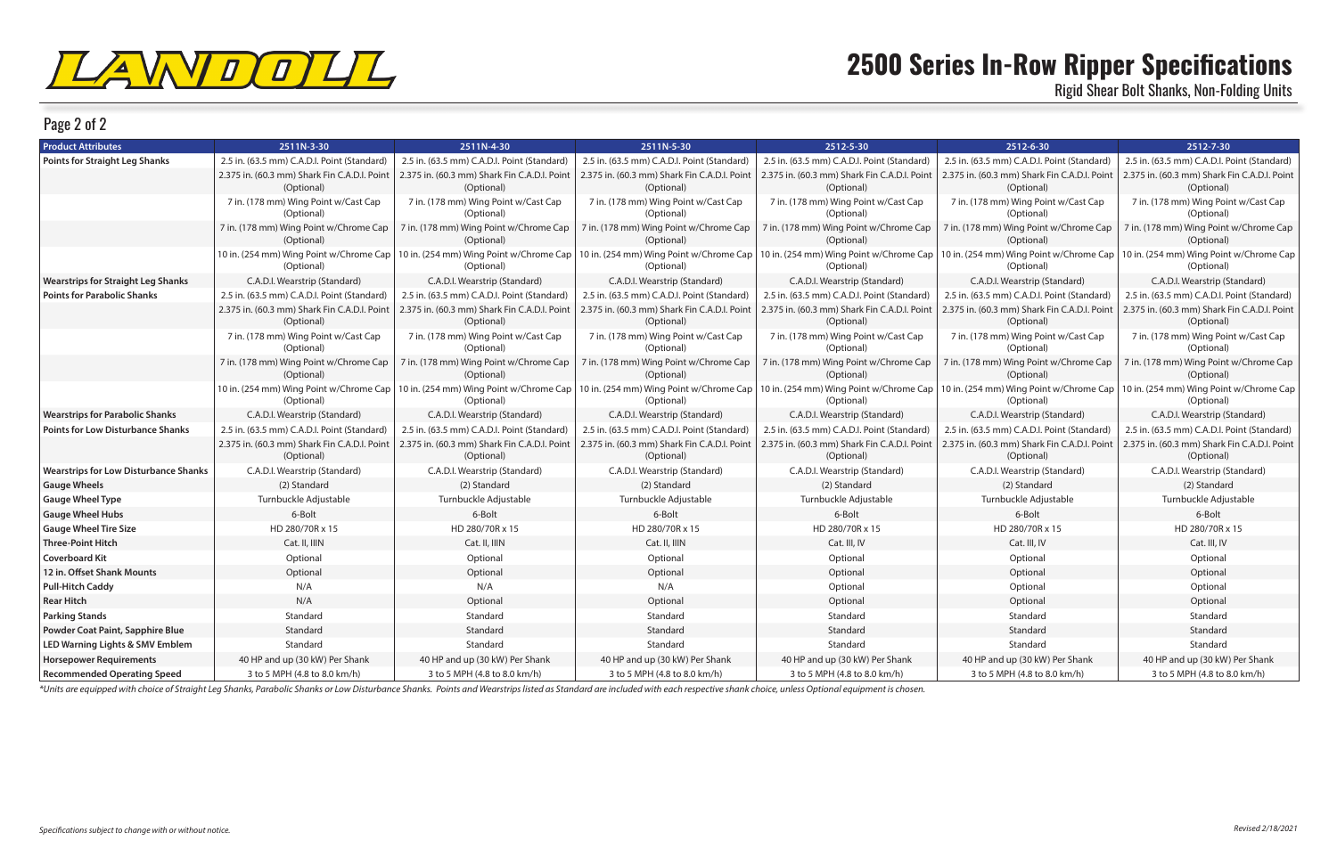# 2500 Series In-Row Ripper Specifications

Rigid Shear Bolt Shanks, Non-Folding Units

Page 2 of 2

| Product Attributes | 2511N-3-30 | 2511N-4-30 | 2511N-5-30 | 2512-5-30 | 2512-6-30 | 2512-7-30 |
|---|---|---|---|---|---|---|
| Points for Straight Leg Shanks | 2.5 in. (63.5 mm) C.A.D.I. Point (Standard) | 2.5 in. (63.5 mm) C.A.D.I. Point (Standard) | 2.5 in. (63.5 mm) C.A.D.I. Point (Standard) | 2.5 in. (63.5 mm) C.A.D.I. Point (Standard) | 2.5 in. (63.5 mm) C.A.D.I. Point (Standard) | 2.5 in. (63.5 mm) C.A.D.I. Point (Standard) |
| | 2.375 in. (60.3 mm) Shark Fin C.A.D.I. Point (Optional) | 2.375 in. (60.3 mm) Shark Fin C.A.D.I. Point (Optional) | 2.375 in. (60.3 mm) Shark Fin C.A.D.I. Point (Optional) | 2.375 in. (60.3 mm) Shark Fin C.A.D.I. Point (Optional) | 2.375 in. (60.3 mm) Shark Fin C.A.D.I. Point (Optional) | 2.375 in. (60.3 mm) Shark Fin C.A.D.I. Point (Optional) |
| | 7 in. (178 mm) Wing Point w/Cast Cap (Optional) | 7 in. (178 mm) Wing Point w/Cast Cap (Optional) | 7 in. (178 mm) Wing Point w/Cast Cap (Optional) | 7 in. (178 mm) Wing Point w/Cast Cap (Optional) | 7 in. (178 mm) Wing Point w/Cast Cap (Optional) | 7 in. (178 mm) Wing Point w/Cast Cap (Optional) |
| | 7 in. (178 mm) Wing Point w/Chrome Cap (Optional) | 7 in. (178 mm) Wing Point w/Chrome Cap (Optional) | 7 in. (178 mm) Wing Point w/Chrome Cap (Optional) | 7 in. (178 mm) Wing Point w/Chrome Cap (Optional) | 7 in. (178 mm) Wing Point w/Chrome Cap (Optional) | 7 in. (178 mm) Wing Point w/Chrome Cap (Optional) |
| | 10 in. (254 mm) Wing Point w/Chrome Cap (Optional) | 10 in. (254 mm) Wing Point w/Chrome Cap (Optional) | 10 in. (254 mm) Wing Point w/Chrome Cap (Optional) | 10 in. (254 mm) Wing Point w/Chrome Cap (Optional) | 10 in. (254 mm) Wing Point w/Chrome Cap (Optional) | 10 in. (254 mm) Wing Point w/Chrome Cap (Optional) |
| Wearstrips for Straight Leg Shanks | C.A.D.I. Wearstrip (Standard) | C.A.D.I. Wearstrip (Standard) | C.A.D.I. Wearstrip (Standard) | C.A.D.I. Wearstrip (Standard) | C.A.D.I. Wearstrip (Standard) | C.A.D.I. Wearstrip (Standard) |
| Points for Parabolic Shanks | 2.5 in. (63.5 mm) C.A.D.I. Point (Standard) | 2.5 in. (63.5 mm) C.A.D.I. Point (Standard) | 2.5 in. (63.5 mm) C.A.D.I. Point (Standard) | 2.5 in. (63.5 mm) C.A.D.I. Point (Standard) | 2.5 in. (63.5 mm) C.A.D.I. Point (Standard) | 2.5 in. (63.5 mm) C.A.D.I. Point (Standard) |
| | 2.375 in. (60.3 mm) Shark Fin C.A.D.I. Point (Optional) | 2.375 in. (60.3 mm) Shark Fin C.A.D.I. Point (Optional) | 2.375 in. (60.3 mm) Shark Fin C.A.D.I. Point (Optional) | 2.375 in. (60.3 mm) Shark Fin C.A.D.I. Point (Optional) | 2.375 in. (60.3 mm) Shark Fin C.A.D.I. Point (Optional) | 2.375 in. (60.3 mm) Shark Fin C.A.D.I. Point (Optional) |
| | 7 in. (178 mm) Wing Point w/Cast Cap (Optional) | 7 in. (178 mm) Wing Point w/Cast Cap (Optional) | 7 in. (178 mm) Wing Point w/Cast Cap (Optional) | 7 in. (178 mm) Wing Point w/Cast Cap (Optional) | 7 in. (178 mm) Wing Point w/Cast Cap (Optional) | 7 in. (178 mm) Wing Point w/Cast Cap (Optional) |
| | 7 in. (178 mm) Wing Point w/Chrome Cap (Optional) | 7 in. (178 mm) Wing Point w/Chrome Cap (Optional) | 7 in. (178 mm) Wing Point w/Chrome Cap (Optional) | 7 in. (178 mm) Wing Point w/Chrome Cap (Optional) | 7 in. (178 mm) Wing Point w/Chrome Cap (Optional) | 7 in. (178 mm) Wing Point w/Chrome Cap (Optional) |
| | 10 in. (254 mm) Wing Point w/Chrome Cap (Optional) | 10 in. (254 mm) Wing Point w/Chrome Cap (Optional) | 10 in. (254 mm) Wing Point w/Chrome Cap (Optional) | 10 in. (254 mm) Wing Point w/Chrome Cap (Optional) | 10 in. (254 mm) Wing Point w/Chrome Cap (Optional) | 10 in. (254 mm) Wing Point w/Chrome Cap (Optional) |
| Wearstrips for Parabolic Shanks | C.A.D.I. Wearstrip (Standard) | C.A.D.I. Wearstrip (Standard) | C.A.D.I. Wearstrip (Standard) | C.A.D.I. Wearstrip (Standard) | C.A.D.I. Wearstrip (Standard) | C.A.D.I. Wearstrip (Standard) |
| Points for Low Disturbance Shanks | 2.5 in. (63.5 mm) C.A.D.I. Point (Standard) | 2.5 in. (63.5 mm) C.A.D.I. Point (Standard) | 2.5 in. (63.5 mm) C.A.D.I. Point (Standard) | 2.5 in. (63.5 mm) C.A.D.I. Point (Standard) | 2.5 in. (63.5 mm) C.A.D.I. Point (Standard) | 2.5 in. (63.5 mm) C.A.D.I. Point (Standard) |
| | 2.375 in. (60.3 mm) Shark Fin C.A.D.I. Point (Optional) | 2.375 in. (60.3 mm) Shark Fin C.A.D.I. Point (Optional) | 2.375 in. (60.3 mm) Shark Fin C.A.D.I. Point (Optional) | 2.375 in. (60.3 mm) Shark Fin C.A.D.I. Point (Optional) | 2.375 in. (60.3 mm) Shark Fin C.A.D.I. Point (Optional) | 2.375 in. (60.3 mm) Shark Fin C.A.D.I. Point (Optional) |
| Wearstrips for Low Disturbance Shanks | C.A.D.I. Wearstrip (Standard) | C.A.D.I. Wearstrip (Standard) | C.A.D.I. Wearstrip (Standard) | C.A.D.I. Wearstrip (Standard) | C.A.D.I. Wearstrip (Standard) | C.A.D.I. Wearstrip (Standard) |
| Gauge Wheels | (2) Standard | (2) Standard | (2) Standard | (2) Standard | (2) Standard | (2) Standard |
| Gauge Wheel Type | Turnbuckle Adjustable | Turnbuckle Adjustable | Turnbuckle Adjustable | Turnbuckle Adjustable | Turnbuckle Adjustable | Turnbuckle Adjustable |
| Gauge Wheel Hubs | 6-Bolt | 6-Bolt | 6-Bolt | 6-Bolt | 6-Bolt | 6-Bolt |
| Gauge Wheel Tire Size | HD 280/70R x 15 | HD 280/70R x 15 | HD 280/70R x 15 | HD 280/70R x 15 | HD 280/70R x 15 | HD 280/70R x 15 |
| Three-Point Hitch | Cat. II, IIIN | Cat. II, IIIN | Cat. II, IIIN | Cat. III, IV | Cat. III, IV | Cat. III, IV |
| Coverboard Kit | Optional | Optional | Optional | Optional | Optional | Optional |
| 12 in. Offset Shank Mounts | Optional | Optional | Optional | Optional | Optional | Optional |
| Pull-Hitch Caddy | N/A | N/A | N/A | Optional | Optional | Optional |
| Rear Hitch | N/A | Optional | Optional | Optional | Optional | Optional |
| Parking Stands | Standard | Standard | Standard | Standard | Standard | Standard |
| Powder Coat Paint, Sapphire Blue | Standard | Standard | Standard | Standard | Standard | Standard |
| LED Warning Lights & SMV Emblem | Standard | Standard | Standard | Standard | Standard | Standard |
| Horsepower Requirements | 40 HP and up (30 kW) Per Shank | 40 HP and up (30 kW) Per Shank | 40 HP and up (30 kW) Per Shank | 40 HP and up (30 kW) Per Shank | 40 HP and up (30 kW) Per Shank | 40 HP and up (30 kW) Per Shank |
| Recommended Operating Speed | 3 to 5 MPH (4.8 to 8.0 km/h) | 3 to 5 MPH (4.8 to 8.0 km/h) | 3 to 5 MPH (4.8 to 8.0 km/h) | 3 to 5 MPH (4.8 to 8.0 km/h) | 3 to 5 MPH (4.8 to 8.0 km/h) | 3 to 5 MPH (4.8 to 8.0 km/h) |

*Units are equipped with choice of Straight Leg Shanks, Parabolic Shanks or Low Disturbance Shanks. Points and Wearstrips listed as Standard are included with each respective shank choice, unless Optional equipment is chosen.*

*Specifications subject to change with or without notice.*

*Revised 2/18/2021*